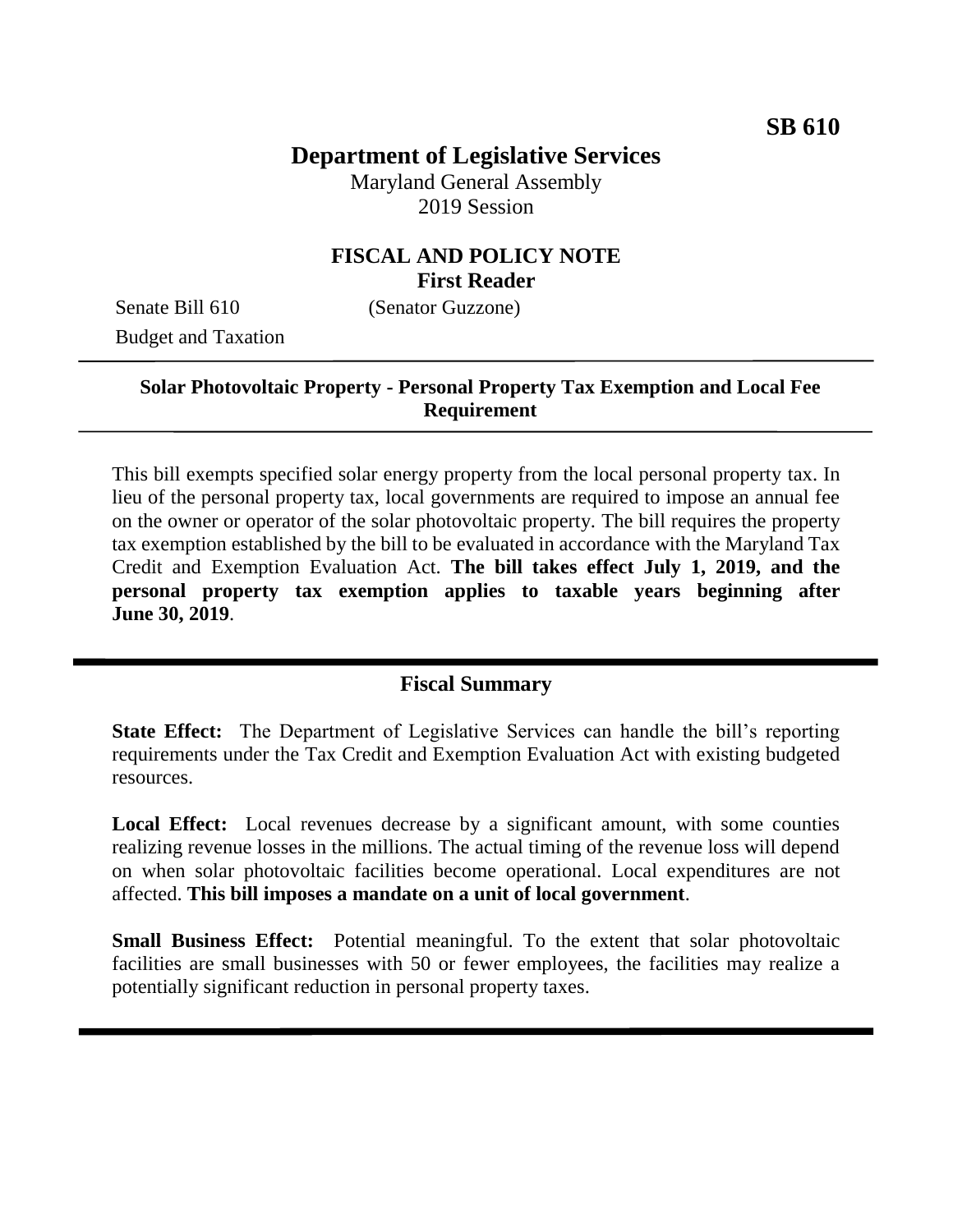**SB 610**

# Department of Legislative Services

Maryland General Assembly
2019 Session

## FISCAL AND POLICY NOTE
**First Reader**

Senate Bill 610 (Senator Guzzone)
Budget and Taxation

---

**Solar Photovoltaic Property - Personal Property Tax Exemption and Local Fee Requirement**

---

This bill exempts specified solar energy property from the local personal property tax. In lieu of the personal property tax, local governments are required to impose an annual fee on the owner or operator of the solar photovoltaic property. The bill requires the property tax exemption established by the bill to be evaluated in accordance with the Maryland Tax Credit and Exemption Evaluation Act. **The bill takes effect July 1, 2019, and the personal property tax exemption applies to taxable years beginning after June 30, 2019**.

---

## Fiscal Summary

**State Effect:** The Department of Legislative Services can handle the bill's reporting requirements under the Tax Credit and Exemption Evaluation Act with existing budgeted resources.

**Local Effect:** Local revenues decrease by a significant amount, with some counties realizing revenue losses in the millions. The actual timing of the revenue loss will depend on when solar photovoltaic facilities become operational. Local expenditures are not affected. **This bill imposes a mandate on a unit of local government**.

**Small Business Effect:** Potential meaningful. To the extent that solar photovoltaic facilities are small businesses with 50 or fewer employees, the facilities may realize a potentially significant reduction in personal property taxes.

---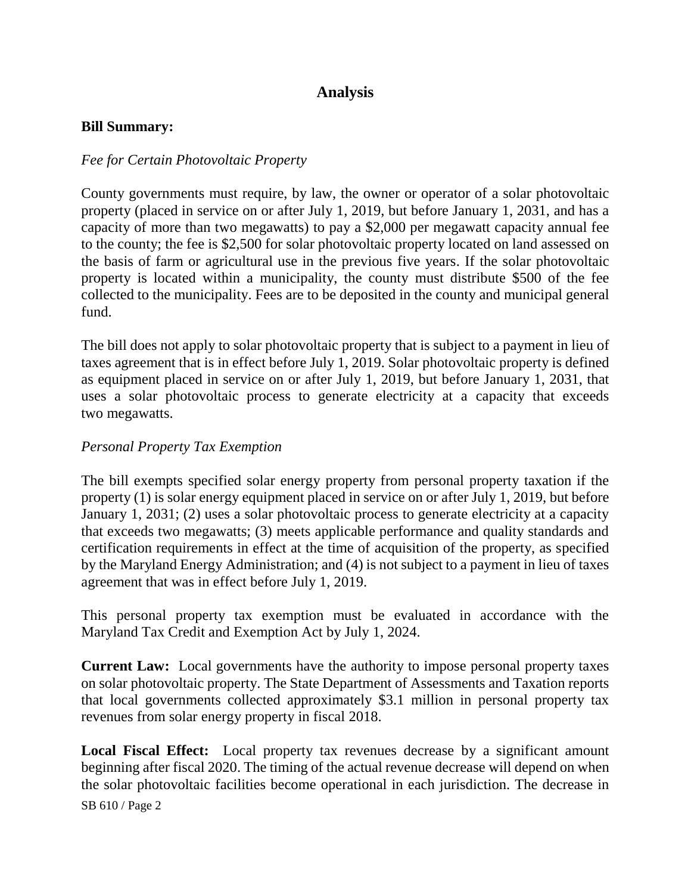## Analysis

**Bill Summary:**

*Fee for Certain Photovoltaic Property*

County governments must require, by law, the owner or operator of a solar photovoltaic property (placed in service on or after July 1, 2019, but before January 1, 2031, and has a capacity of more than two megawatts) to pay a $2,000 per megawatt capacity annual fee to the county; the fee is $2,500 for solar photovoltaic property located on land assessed on the basis of farm or agricultural use in the previous five years. If the solar photovoltaic property is located within a municipality, the county must distribute $500 of the fee collected to the municipality. Fees are to be deposited in the county and municipal general fund.

The bill does not apply to solar photovoltaic property that is subject to a payment in lieu of taxes agreement that is in effect before July 1, 2019. Solar photovoltaic property is defined as equipment placed in service on or after July 1, 2019, but before January 1, 2031, that uses a solar photovoltaic process to generate electricity at a capacity that exceeds two megawatts.

*Personal Property Tax Exemption*

The bill exempts specified solar energy property from personal property taxation if the property (1) is solar energy equipment placed in service on or after July 1, 2019, but before January 1, 2031; (2) uses a solar photovoltaic process to generate electricity at a capacity that exceeds two megawatts; (3) meets applicable performance and quality standards and certification requirements in effect at the time of acquisition of the property, as specified by the Maryland Energy Administration; and (4) is not subject to a payment in lieu of taxes agreement that was in effect before July 1, 2019.

This personal property tax exemption must be evaluated in accordance with the Maryland Tax Credit and Exemption Act by July 1, 2024.

**Current Law:** Local governments have the authority to impose personal property taxes on solar photovoltaic property. The State Department of Assessments and Taxation reports that local governments collected approximately $3.1 million in personal property tax revenues from solar energy property in fiscal 2018.

**Local Fiscal Effect:** Local property tax revenues decrease by a significant amount beginning after fiscal 2020. The timing of the actual revenue decrease will depend on when the solar photovoltaic facilities become operational in each jurisdiction. The decrease in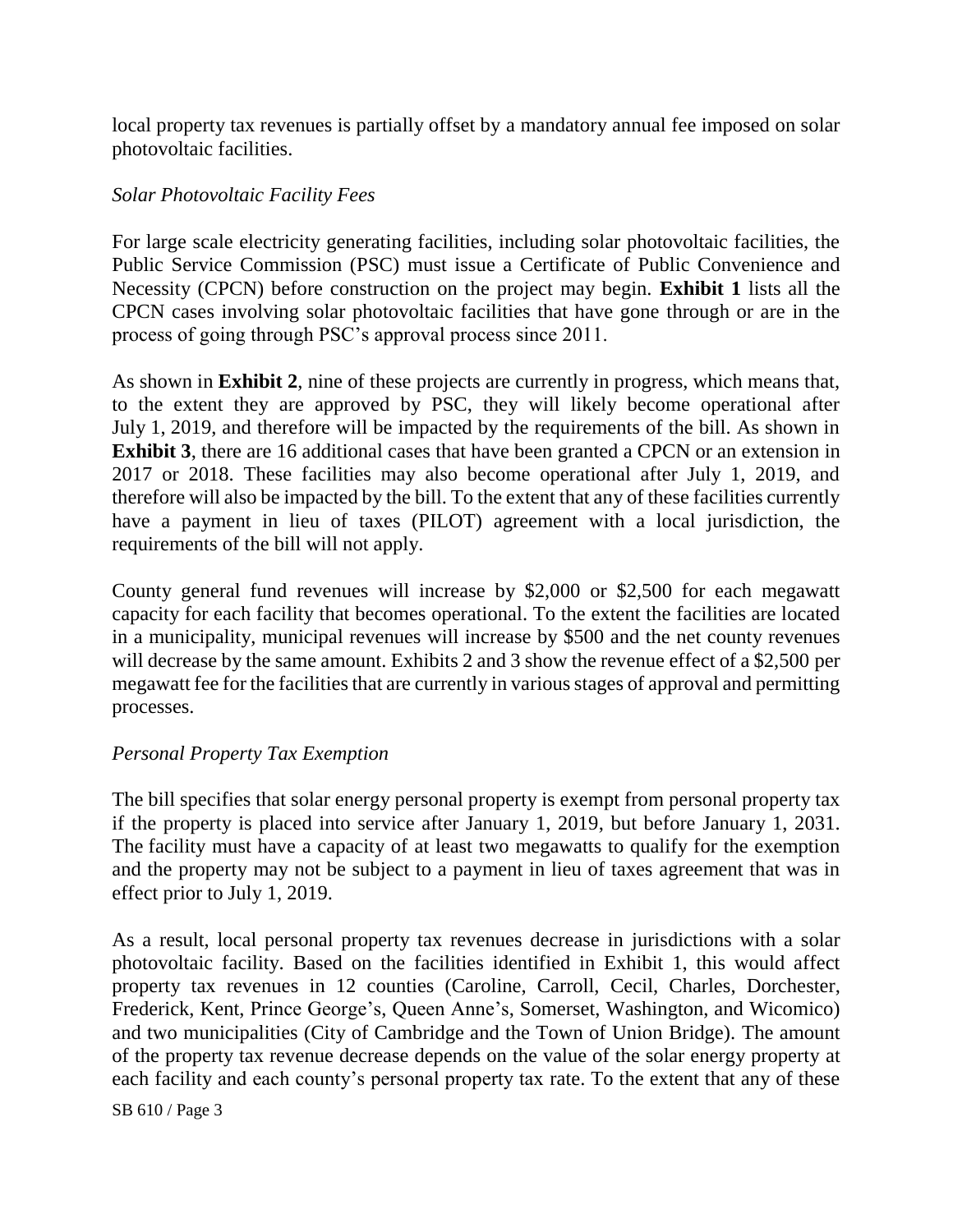local property tax revenues is partially offset by a mandatory annual fee imposed on solar photovoltaic facilities.

*Solar Photovoltaic Facility Fees*

For large scale electricity generating facilities, including solar photovoltaic facilities, the Public Service Commission (PSC) must issue a Certificate of Public Convenience and Necessity (CPCN) before construction on the project may begin. **Exhibit 1** lists all the CPCN cases involving solar photovoltaic facilities that have gone through or are in the process of going through PSC's approval process since 2011.

As shown in **Exhibit 2**, nine of these projects are currently in progress, which means that, to the extent they are approved by PSC, they will likely become operational after July 1, 2019, and therefore will be impacted by the requirements of the bill. As shown in **Exhibit 3**, there are 16 additional cases that have been granted a CPCN or an extension in 2017 or 2018. These facilities may also become operational after July 1, 2019, and therefore will also be impacted by the bill. To the extent that any of these facilities currently have a payment in lieu of taxes (PILOT) agreement with a local jurisdiction, the requirements of the bill will not apply.

County general fund revenues will increase by $2,000 or $2,500 for each megawatt capacity for each facility that becomes operational. To the extent the facilities are located in a municipality, municipal revenues will increase by $500 and the net county revenues will decrease by the same amount. Exhibits 2 and 3 show the revenue effect of a $2,500 per megawatt fee for the facilities that are currently in various stages of approval and permitting processes.

*Personal Property Tax Exemption*

The bill specifies that solar energy personal property is exempt from personal property tax if the property is placed into service after January 1, 2019, but before January 1, 2031. The facility must have a capacity of at least two megawatts to qualify for the exemption and the property may not be subject to a payment in lieu of taxes agreement that was in effect prior to July 1, 2019.

As a result, local personal property tax revenues decrease in jurisdictions with a solar photovoltaic facility. Based on the facilities identified in Exhibit 1, this would affect property tax revenues in 12 counties (Caroline, Carroll, Cecil, Charles, Dorchester, Frederick, Kent, Prince George's, Queen Anne's, Somerset, Washington, and Wicomico) and two municipalities (City of Cambridge and the Town of Union Bridge). The amount of the property tax revenue decrease depends on the value of the solar energy property at each facility and each county's personal property tax rate. To the extent that any of these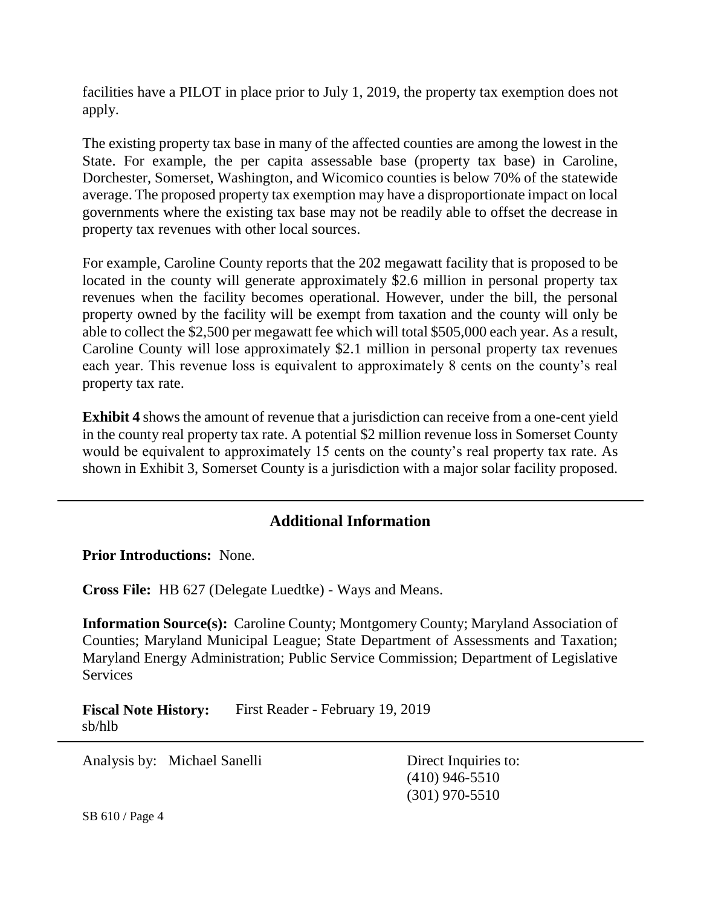facilities have a PILOT in place prior to July 1, 2019, the property tax exemption does not apply.

The existing property tax base in many of the affected counties are among the lowest in the State. For example, the per capita assessable base (property tax base) in Caroline, Dorchester, Somerset, Washington, and Wicomico counties is below 70% of the statewide average. The proposed property tax exemption may have a disproportionate impact on local governments where the existing tax base may not be readily able to offset the decrease in property tax revenues with other local sources.

For example, Caroline County reports that the 202 megawatt facility that is proposed to be located in the county will generate approximately $2.6 million in personal property tax revenues when the facility becomes operational. However, under the bill, the personal property owned by the facility will be exempt from taxation and the county will only be able to collect the $2,500 per megawatt fee which will total $505,000 each year. As a result, Caroline County will lose approximately $2.1 million in personal property tax revenues each year. This revenue loss is equivalent to approximately 8 cents on the county's real property tax rate.

**Exhibit 4** shows the amount of revenue that a jurisdiction can receive from a one-cent yield in the county real property tax rate. A potential $2 million revenue loss in Somerset County would be equivalent to approximately 15 cents on the county's real property tax rate. As shown in Exhibit 3, Somerset County is a jurisdiction with a major solar facility proposed.

---

## Additional Information

**Prior Introductions:** None.

**Cross File:** HB 627 (Delegate Luedtke) - Ways and Means.

**Information Source(s):** Caroline County; Montgomery County; Maryland Association of Counties; Maryland Municipal League; State Department of Assessments and Taxation; Maryland Energy Administration; Public Service Commission; Department of Legislative Services

**Fiscal Note History:** First Reader - February 19, 2019
sb/hlb

---

Analysis by: Michael Sanelli

Direct Inquiries to:
(410) 946-5510
(301) 970-5510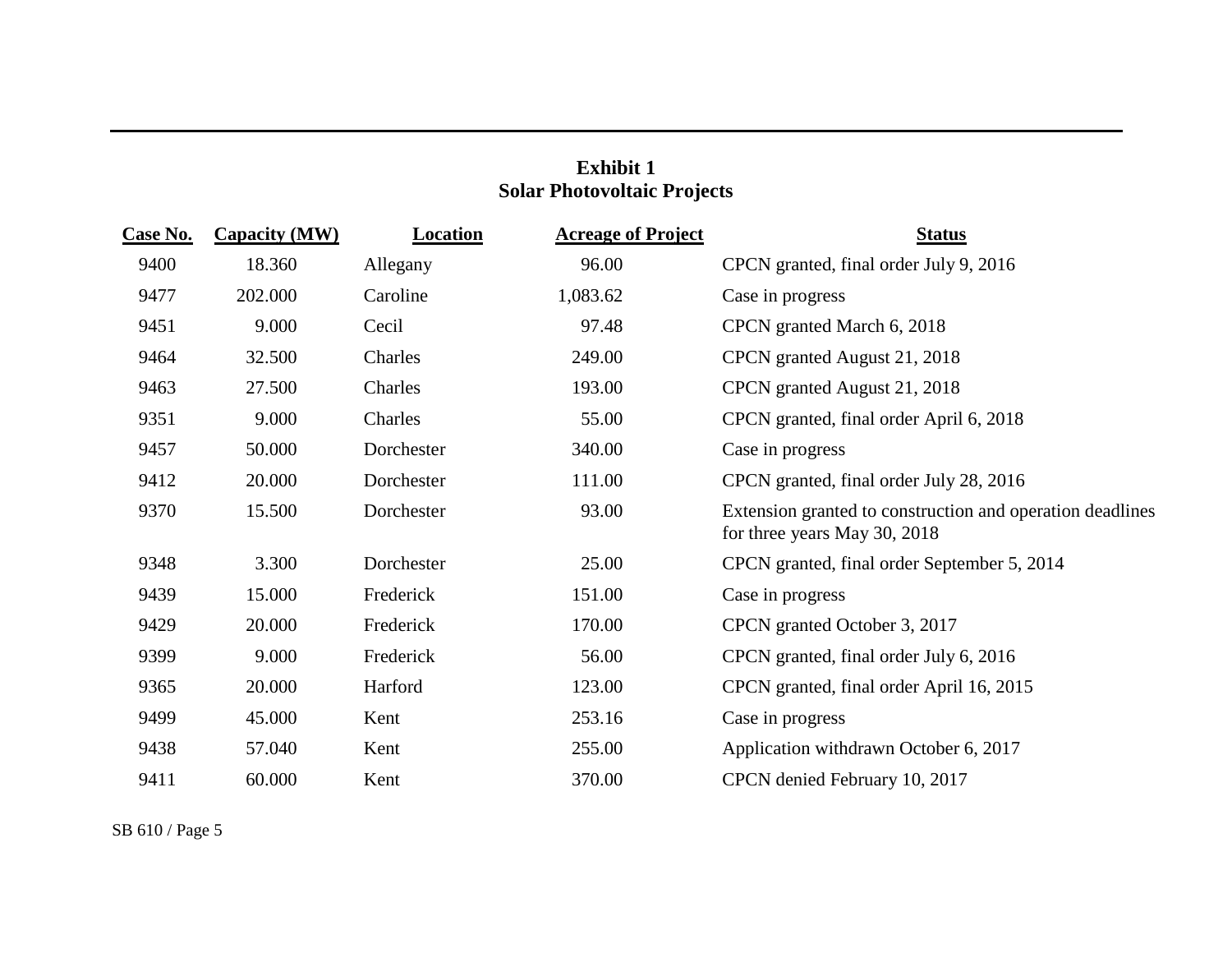**Exhibit 1**
**Solar Photovoltaic Projects**

| Case No. | Capacity (MW) | Location | Acreage of Project | Status |
|---|---|---|---|---|
| 9400 | 18.360 | Allegany | 96.00 | CPCN granted, final order July 9, 2016 |
| 9477 | 202.000 | Caroline | 1,083.62 | Case in progress |
| 9451 | 9.000 | Cecil | 97.48 | CPCN granted March 6, 2018 |
| 9464 | 32.500 | Charles | 249.00 | CPCN granted August 21, 2018 |
| 9463 | 27.500 | Charles | 193.00 | CPCN granted August 21, 2018 |
| 9351 | 9.000 | Charles | 55.00 | CPCN granted, final order April 6, 2018 |
| 9457 | 50.000 | Dorchester | 340.00 | Case in progress |
| 9412 | 20.000 | Dorchester | 111.00 | CPCN granted, final order July 28, 2016 |
| 9370 | 15.500 | Dorchester | 93.00 | Extension granted to construction and operation deadlines for three years May 30, 2018 |
| 9348 | 3.300 | Dorchester | 25.00 | CPCN granted, final order September 5, 2014 |
| 9439 | 15.000 | Frederick | 151.00 | Case in progress |
| 9429 | 20.000 | Frederick | 170.00 | CPCN granted October 3, 2017 |
| 9399 | 9.000 | Frederick | 56.00 | CPCN granted, final order July 6, 2016 |
| 9365 | 20.000 | Harford | 123.00 | CPCN granted, final order April 16, 2015 |
| 9499 | 45.000 | Kent | 253.16 | Case in progress |
| 9438 | 57.040 | Kent | 255.00 | Application withdrawn October 6, 2017 |
| 9411 | 60.000 | Kent | 370.00 | CPCN denied February 10, 2017 |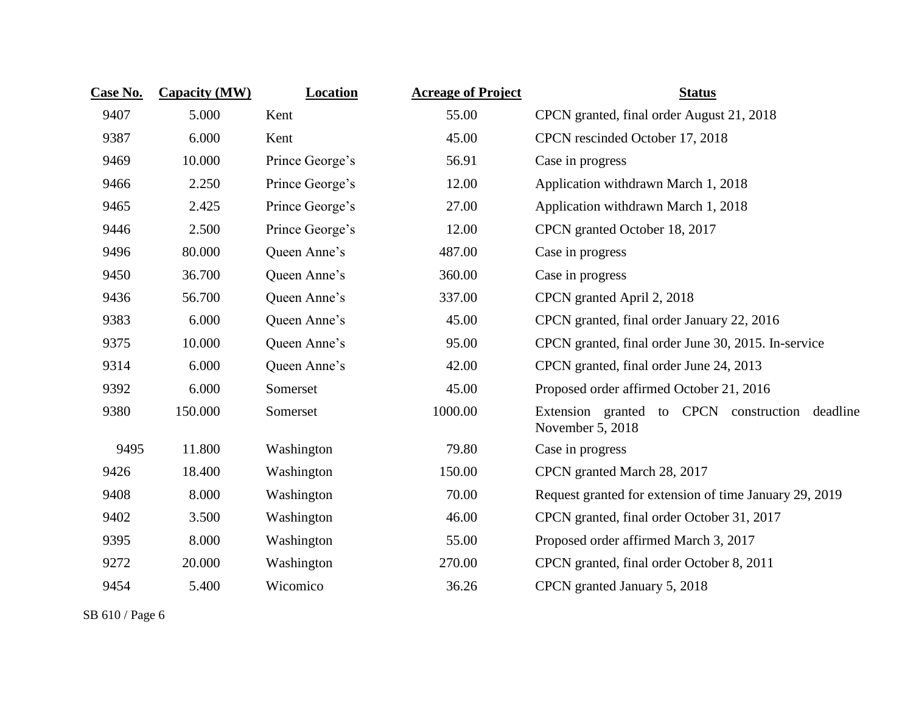| Case No. | Capacity (MW) | Location | Acreage of Project | Status |
|---|---|---|---|---|
| 9407 | 5.000 | Kent | 55.00 | CPCN granted, final order August 21, 2018 |
| 9387 | 6.000 | Kent | 45.00 | CPCN rescinded October 17, 2018 |
| 9469 | 10.000 | Prince George's | 56.91 | Case in progress |
| 9466 | 2.250 | Prince George's | 12.00 | Application withdrawn March 1, 2018 |
| 9465 | 2.425 | Prince George's | 27.00 | Application withdrawn March 1, 2018 |
| 9446 | 2.500 | Prince George's | 12.00 | CPCN granted October 18, 2017 |
| 9496 | 80.000 | Queen Anne's | 487.00 | Case in progress |
| 9450 | 36.700 | Queen Anne's | 360.00 | Case in progress |
| 9436 | 56.700 | Queen Anne's | 337.00 | CPCN granted April 2, 2018 |
| 9383 | 6.000 | Queen Anne's | 45.00 | CPCN granted, final order January 22, 2016 |
| 9375 | 10.000 | Queen Anne's | 95.00 | CPCN granted, final order June 30, 2015. In-service |
| 9314 | 6.000 | Queen Anne's | 42.00 | CPCN granted, final order June 24, 2013 |
| 9392 | 6.000 | Somerset | 45.00 | Proposed order affirmed October 21, 2016 |
| 9380 | 150.000 | Somerset | 1000.00 | Extension granted to CPCN construction deadline November 5, 2018 |
| 9495 | 11.800 | Washington | 79.80 | Case in progress |
| 9426 | 18.400 | Washington | 150.00 | CPCN granted March 28, 2017 |
| 9408 | 8.000 | Washington | 70.00 | Request granted for extension of time January 29, 2019 |
| 9402 | 3.500 | Washington | 46.00 | CPCN granted, final order October 31, 2017 |
| 9395 | 8.000 | Washington | 55.00 | Proposed order affirmed March 3, 2017 |
| 9272 | 20.000 | Washington | 270.00 | CPCN granted, final order October 8, 2011 |
| 9454 | 5.400 | Wicomico | 36.26 | CPCN granted January 5, 2018 |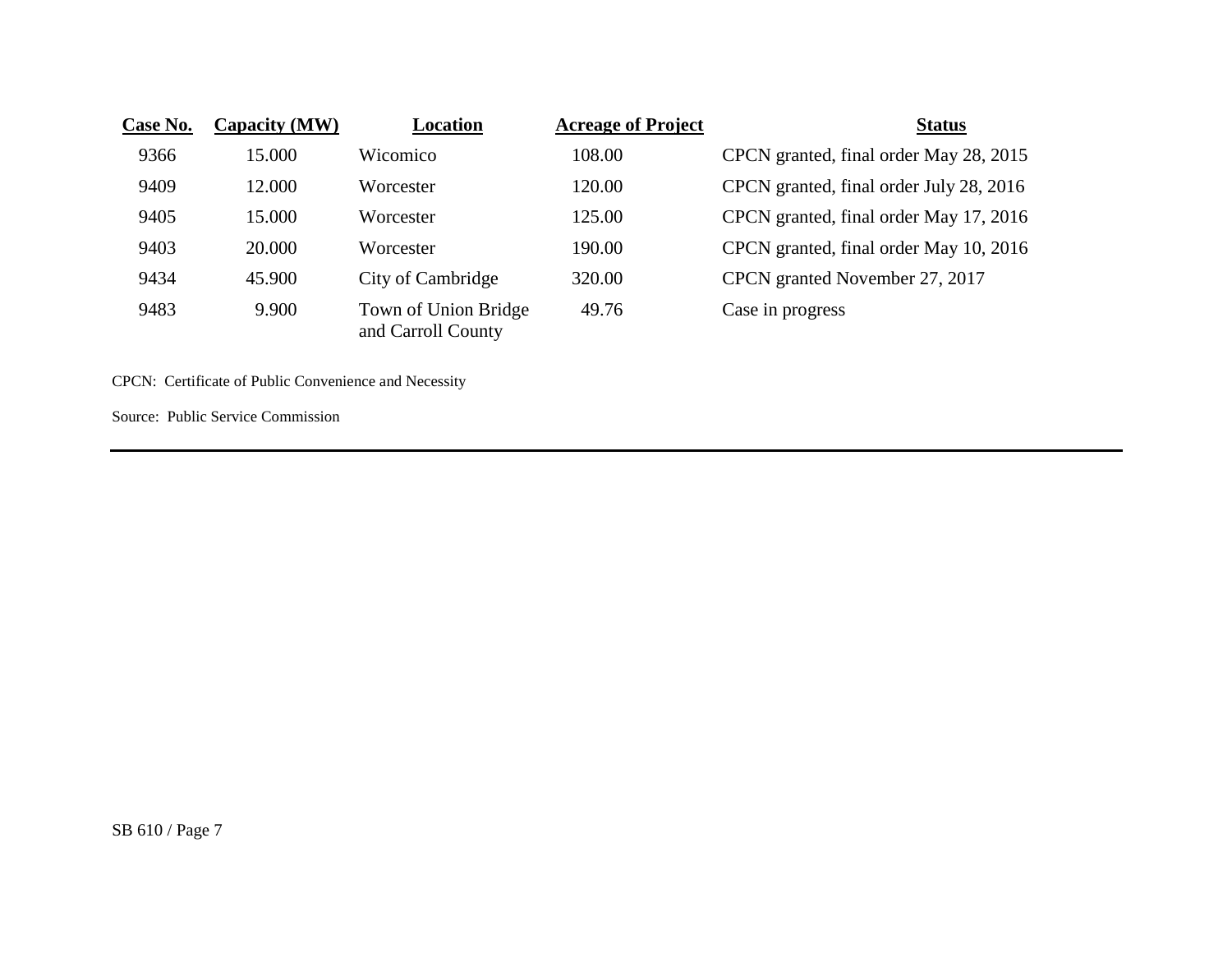| Case No. | Capacity (MW) | Location | Acreage of Project | Status |
| --- | --- | --- | --- | --- |
| 9366 | 15.000 | Wicomico | 108.00 | CPCN granted, final order May 28, 2015 |
| 9409 | 12.000 | Worcester | 120.00 | CPCN granted, final order July 28, 2016 |
| 9405 | 15.000 | Worcester | 125.00 | CPCN granted, final order May 17, 2016 |
| 9403 | 20.000 | Worcester | 190.00 | CPCN granted, final order May 10, 2016 |
| 9434 | 45.900 | City of Cambridge | 320.00 | CPCN granted November 27, 2017 |
| 9483 | 9.900 | Town of Union Bridge and Carroll County | 49.76 | Case in progress |

CPCN: Certificate of Public Convenience and Necessity

Source: Public Service Commission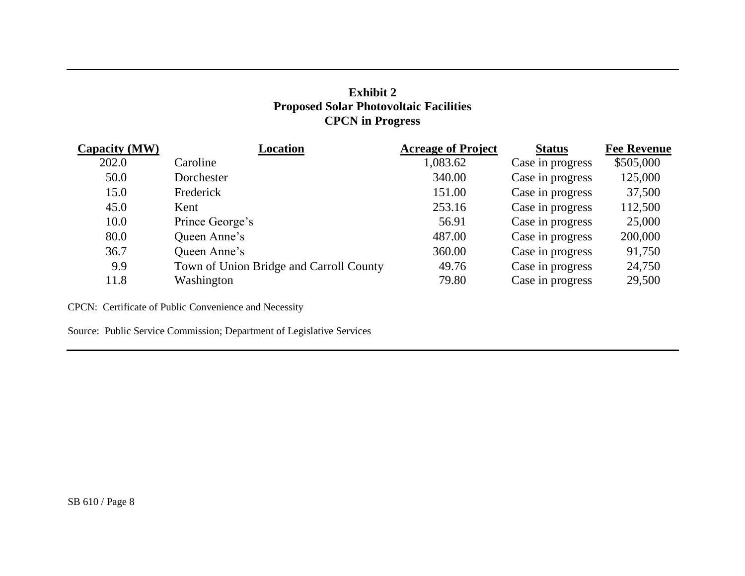**Exhibit 2**
**Proposed Solar Photovoltaic Facilities**
**CPCN in Progress**

| Capacity (MW) | Location | Acreage of Project | Status | Fee Revenue |
|---|---|---|---|---|
| 202.0 | Caroline | 1,083.62 | Case in progress | $505,000 |
| 50.0 | Dorchester | 340.00 | Case in progress | 125,000 |
| 15.0 | Frederick | 151.00 | Case in progress | 37,500 |
| 45.0 | Kent | 253.16 | Case in progress | 112,500 |
| 10.0 | Prince George's | 56.91 | Case in progress | 25,000 |
| 80.0 | Queen Anne's | 487.00 | Case in progress | 200,000 |
| 36.7 | Queen Anne's | 360.00 | Case in progress | 91,750 |
| 9.9 | Town of Union Bridge and Carroll County | 49.76 | Case in progress | 24,750 |
| 11.8 | Washington | 79.80 | Case in progress | 29,500 |

CPCN: Certificate of Public Convenience and Necessity

Source: Public Service Commission; Department of Legislative Services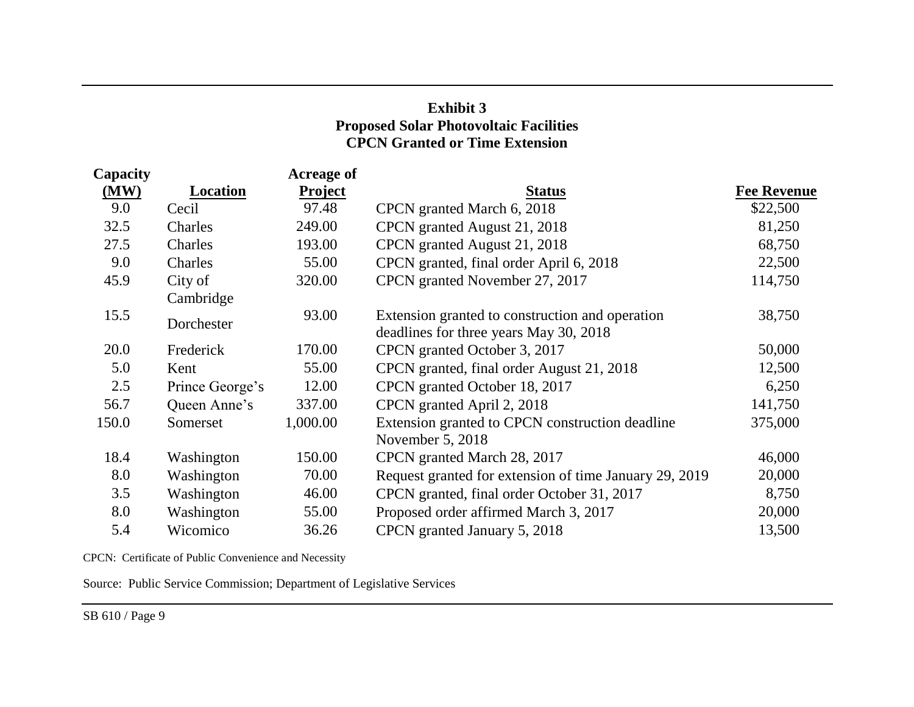**Exhibit 3**
**Proposed Solar Photovoltaic Facilities**
**CPCN Granted or Time Extension**

| Capacity (MW) | Location | Acreage of Project | Status | Fee Revenue |
|---|---|---|---|---|
| 9.0 | Cecil | 97.48 | CPCN granted March 6, 2018 | $22,500 |
| 32.5 | Charles | 249.00 | CPCN granted August 21, 2018 | 81,250 |
| 27.5 | Charles | 193.00 | CPCN granted August 21, 2018 | 68,750 |
| 9.0 | Charles | 55.00 | CPCN granted, final order April 6, 2018 | 22,500 |
| 45.9 | City of Cambridge | 320.00 | CPCN granted November 27, 2017 | 114,750 |
| 15.5 | Dorchester | 93.00 | Extension granted to construction and operation deadlines for three years May 30, 2018 | 38,750 |
| 20.0 | Frederick | 170.00 | CPCN granted October 3, 2017 | 50,000 |
| 5.0 | Kent | 55.00 | CPCN granted, final order August 21, 2018 | 12,500 |
| 2.5 | Prince George's | 12.00 | CPCN granted October 18, 2017 | 6,250 |
| 56.7 | Queen Anne's | 337.00 | CPCN granted April 2, 2018 | 141,750 |
| 150.0 | Somerset | 1,000.00 | Extension granted to CPCN construction deadline November 5, 2018 | 375,000 |
| 18.4 | Washington | 150.00 | CPCN granted March 28, 2017 | 46,000 |
| 8.0 | Washington | 70.00 | Request granted for extension of time January 29, 2019 | 20,000 |
| 3.5 | Washington | 46.00 | CPCN granted, final order October 31, 2017 | 8,750 |
| 8.0 | Washington | 55.00 | Proposed order affirmed March 3, 2017 | 20,000 |
| 5.4 | Wicomico | 36.26 | CPCN granted January 5, 2018 | 13,500 |

CPCN: Certificate of Public Convenience and Necessity

Source: Public Service Commission; Department of Legislative Services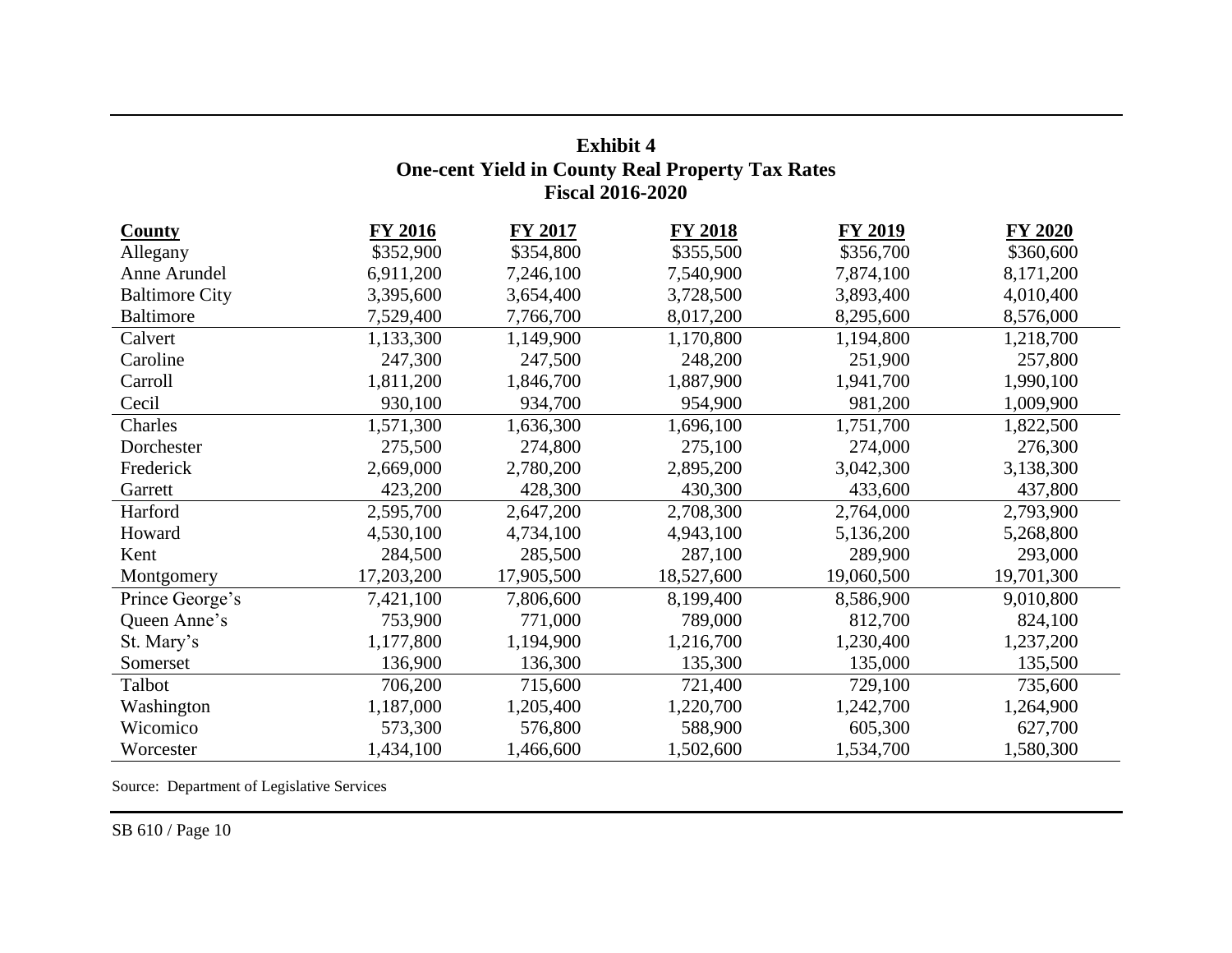**Exhibit 4**
**One-cent Yield in County Real Property Tax Rates**
**Fiscal 2016-2020**

| County | FY 2016 | FY 2017 | FY 2018 | FY 2019 | FY 2020 |
|---|---|---|---|---|---|
| Allegany | $352,900 | $354,800 | $355,500 | $356,700 | $360,600 |
| Anne Arundel | 6,911,200 | 7,246,100 | 7,540,900 | 7,874,100 | 8,171,200 |
| Baltimore City | 3,395,600 | 3,654,400 | 3,728,500 | 3,893,400 | 4,010,400 |
| Baltimore | 7,529,400 | 7,766,700 | 8,017,200 | 8,295,600 | 8,576,000 |
| Calvert | 1,133,300 | 1,149,900 | 1,170,800 | 1,194,800 | 1,218,700 |
| Caroline | 247,300 | 247,500 | 248,200 | 251,900 | 257,800 |
| Carroll | 1,811,200 | 1,846,700 | 1,887,900 | 1,941,700 | 1,990,100 |
| Cecil | 930,100 | 934,700 | 954,900 | 981,200 | 1,009,900 |
| Charles | 1,571,300 | 1,636,300 | 1,696,100 | 1,751,700 | 1,822,500 |
| Dorchester | 275,500 | 274,800 | 275,100 | 274,000 | 276,300 |
| Frederick | 2,669,000 | 2,780,200 | 2,895,200 | 3,042,300 | 3,138,300 |
| Garrett | 423,200 | 428,300 | 430,300 | 433,600 | 437,800 |
| Harford | 2,595,700 | 2,647,200 | 2,708,300 | 2,764,000 | 2,793,900 |
| Howard | 4,530,100 | 4,734,100 | 4,943,100 | 5,136,200 | 5,268,800 |
| Kent | 284,500 | 285,500 | 287,100 | 289,900 | 293,000 |
| Montgomery | 17,203,200 | 17,905,500 | 18,527,600 | 19,060,500 | 19,701,300 |
| Prince George's | 7,421,100 | 7,806,600 | 8,199,400 | 8,586,900 | 9,010,800 |
| Queen Anne's | 753,900 | 771,000 | 789,000 | 812,700 | 824,100 |
| St. Mary's | 1,177,800 | 1,194,900 | 1,216,700 | 1,230,400 | 1,237,200 |
| Somerset | 136,900 | 136,300 | 135,300 | 135,000 | 135,500 |
| Talbot | 706,200 | 715,600 | 721,400 | 729,100 | 735,600 |
| Washington | 1,187,000 | 1,205,400 | 1,220,700 | 1,242,700 | 1,264,900 |
| Wicomico | 573,300 | 576,800 | 588,900 | 605,300 | 627,700 |
| Worcester | 1,434,100 | 1,466,600 | 1,502,600 | 1,534,700 | 1,580,300 |

Source: Department of Legislative Services